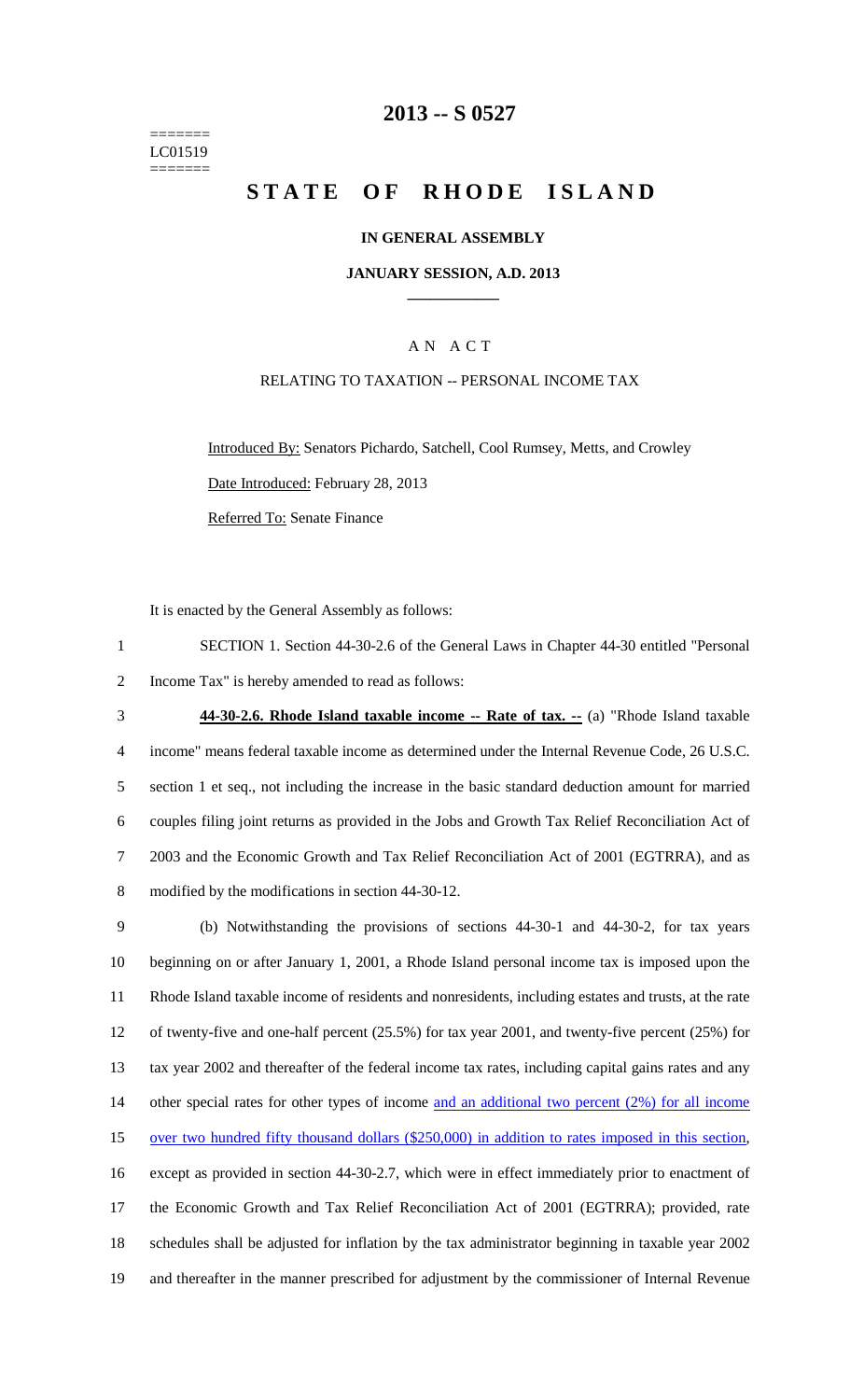=======
LC01519
=======

# 2013 -- S 0527

# STATE OF RHODE ISLAND

## IN GENERAL ASSEMBLY

### JANUARY SESSION, A.D. 2013

### A N A C T

RELATING TO TAXATION -- PERSONAL INCOME TAX

Introduced By: Senators Pichardo, Satchell, Cool Rumsey, Metts, and Crowley

Date Introduced: February 28, 2013

Referred To: Senate Finance

It is enacted by the General Assembly as follows:

1 SECTION 1. Section 44-30-2.6 of the General Laws in Chapter 44-30 entitled "Personal
2 Income Tax" is hereby amended to read as follows:

3 **44-30-2.6. Rhode Island taxable income -- Rate of tax. --** (a) "Rhode Island taxable
4 income" means federal taxable income as determined under the Internal Revenue Code, 26 U.S.C.
5 section 1 et seq., not including the increase in the basic standard deduction amount for married
6 couples filing joint returns as provided in the Jobs and Growth Tax Relief Reconciliation Act of
7 2003 and the Economic Growth and Tax Relief Reconciliation Act of 2001 (EGTRRA), and as
8 modified by the modifications in section 44-30-12.

9 (b) Notwithstanding the provisions of sections 44-30-1 and 44-30-2, for tax years
10 beginning on or after January 1, 2001, a Rhode Island personal income tax is imposed upon the
11 Rhode Island taxable income of residents and nonresidents, including estates and trusts, at the rate
12 of twenty-five and one-half percent (25.5%) for tax year 2001, and twenty-five percent (25%) for
13 tax year 2002 and thereafter of the federal income tax rates, including capital gains rates and any
14 other special rates for other types of income <u>and an additional two percent (2%) for all income</u>
15 <u>over two hundred fifty thousand dollars ($250,000) in addition to rates imposed in this section</u>,
16 except as provided in section 44-30-2.7, which were in effect immediately prior to enactment of
17 the Economic Growth and Tax Relief Reconciliation Act of 2001 (EGTRRA); provided, rate
18 schedules shall be adjusted for inflation by the tax administrator beginning in taxable year 2002
19 and thereafter in the manner prescribed for adjustment by the commissioner of Internal Revenue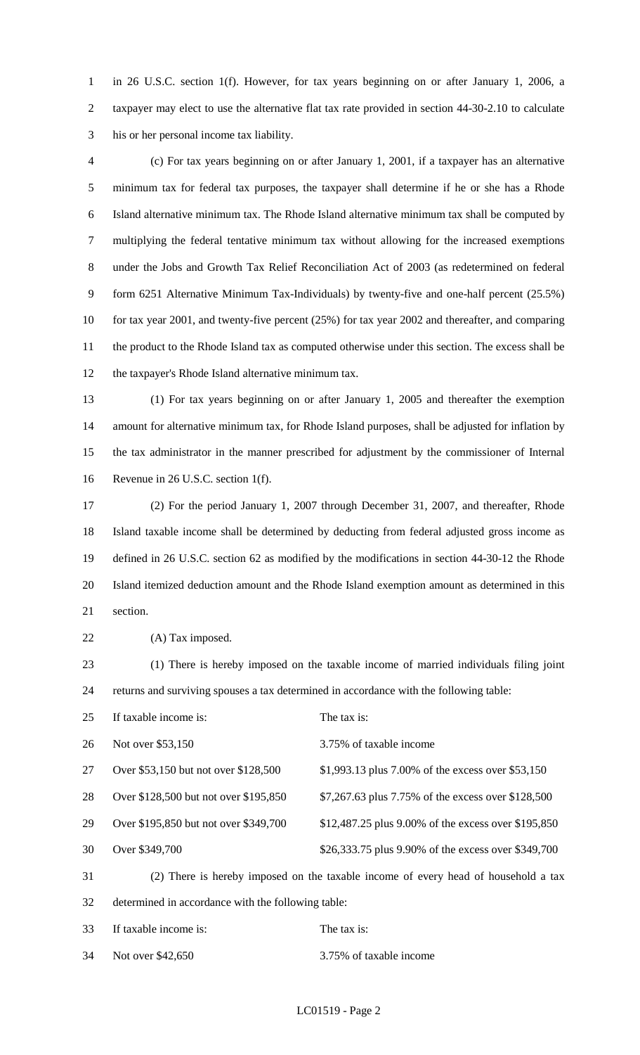in 26 U.S.C. section 1(f). However, for tax years beginning on or after January 1, 2006, a taxpayer may elect to use the alternative flat tax rate provided in section 44-30-2.10 to calculate his or her personal income tax liability.

(c) For tax years beginning on or after January 1, 2001, if a taxpayer has an alternative minimum tax for federal tax purposes, the taxpayer shall determine if he or she has a Rhode Island alternative minimum tax. The Rhode Island alternative minimum tax shall be computed by multiplying the federal tentative minimum tax without allowing for the increased exemptions under the Jobs and Growth Tax Relief Reconciliation Act of 2003 (as redetermined on federal form 6251 Alternative Minimum Tax-Individuals) by twenty-five and one-half percent (25.5%) for tax year 2001, and twenty-five percent (25%) for tax year 2002 and thereafter, and comparing the product to the Rhode Island tax as computed otherwise under this section. The excess shall be the taxpayer's Rhode Island alternative minimum tax.

(1) For tax years beginning on or after January 1, 2005 and thereafter the exemption amount for alternative minimum tax, for Rhode Island purposes, shall be adjusted for inflation by the tax administrator in the manner prescribed for adjustment by the commissioner of Internal Revenue in 26 U.S.C. section 1(f).

(2) For the period January 1, 2007 through December 31, 2007, and thereafter, Rhode Island taxable income shall be determined by deducting from federal adjusted gross income as defined in 26 U.S.C. section 62 as modified by the modifications in section 44-30-12 the Rhode Island itemized deduction amount and the Rhode Island exemption amount as determined in this section.

(A) Tax imposed.

(1) There is hereby imposed on the taxable income of married individuals filing joint returns and surviving spouses a tax determined in accordance with the following table:

| If taxable income is: | The tax is: |
|---|---|
| Not over $53,150 | 3.75% of taxable income |
| Over $53,150 but not over $128,500 | $1,993.13 plus 7.00% of the excess over $53,150 |
| Over $128,500 but not over $195,850 | $7,267.63 plus 7.75% of the excess over $128,500 |
| Over $195,850 but not over $349,700 | $12,487.25 plus 9.00% of the excess over $195,850 |
| Over $349,700 | $26,333.75 plus 9.90% of the excess over $349,700 |

(2) There is hereby imposed on the taxable income of every head of household a tax determined in accordance with the following table:

| If taxable income is: | The tax is: |
|---|---|
| Not over $42,650 | 3.75% of taxable income |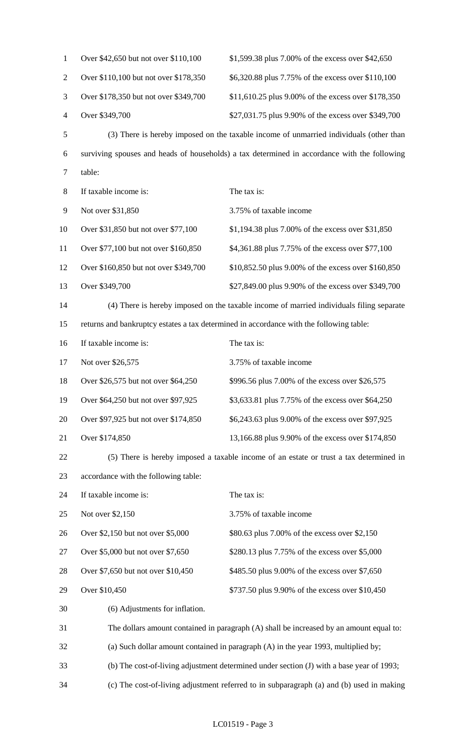| | |
|---|---|
| Over $42,650 but not over $110,100 | $1,599.38 plus 7.00% of the excess over $42,650 |
| Over $110,100 but not over $178,350 | $6,320.88 plus 7.75% of the excess over $110,100 |
| Over $178,350 but not over $349,700 | $11,610.25 plus 9.00% of the excess over $178,350 |
| Over $349,700 | $27,031.75 plus 9.90% of the excess over $349,700 |

(3) There is hereby imposed on the taxable income of unmarried individuals (other than surviving spouses and heads of households) a tax determined in accordance with the following table:

| If taxable income is: | The tax is: |
|---|---|
| Not over $31,850 | 3.75% of taxable income |
| Over $31,850 but not over $77,100 | $1,194.38 plus 7.00% of the excess over $31,850 |
| Over $77,100 but not over $160,850 | $4,361.88 plus 7.75% of the excess over $77,100 |
| Over $160,850 but not over $349,700 | $10,852.50 plus 9.00% of the excess over $160,850 |
| Over $349,700 | $27,849.00 plus 9.90% of the excess over $349,700 |

(4) There is hereby imposed on the taxable income of married individuals filing separate returns and bankruptcy estates a tax determined in accordance with the following table:

| If taxable income is: | The tax is: |
|---|---|
| Not over $26,575 | 3.75% of taxable income |
| Over $26,575 but not over $64,250 | $996.56 plus 7.00% of the excess over $26,575 |
| Over $64,250 but not over $97,925 | $3,633.81 plus 7.75% of the excess over $64,250 |
| Over $97,925 but not over $174,850 | $6,243.63 plus 9.00% of the excess over $97,925 |
| Over $174,850 | 13,166.88 plus 9.90% of the excess over $174,850 |

(5) There is hereby imposed a taxable income of an estate or trust a tax determined in accordance with the following table:

| If taxable income is: | The tax is: |
|---|---|
| Not over $2,150 | 3.75% of taxable income |
| Over $2,150 but not over $5,000 | $80.63 plus 7.00% of the excess over $2,150 |
| Over $5,000 but not over $7,650 | $280.13 plus 7.75% of the excess over $5,000 |
| Over $7,650 but not over $10,450 | $485.50 plus 9.00% of the excess over $7,650 |
| Over $10,450 | $737.50 plus 9.90% of the excess over $10,450 |

(6) Adjustments for inflation.

The dollars amount contained in paragraph (A) shall be increased by an amount equal to:

(a) Such dollar amount contained in paragraph (A) in the year 1993, multiplied by;

(b) The cost-of-living adjustment determined under section (J) with a base year of 1993;

(c) The cost-of-living adjustment referred to in subparagraph (a) and (b) used in making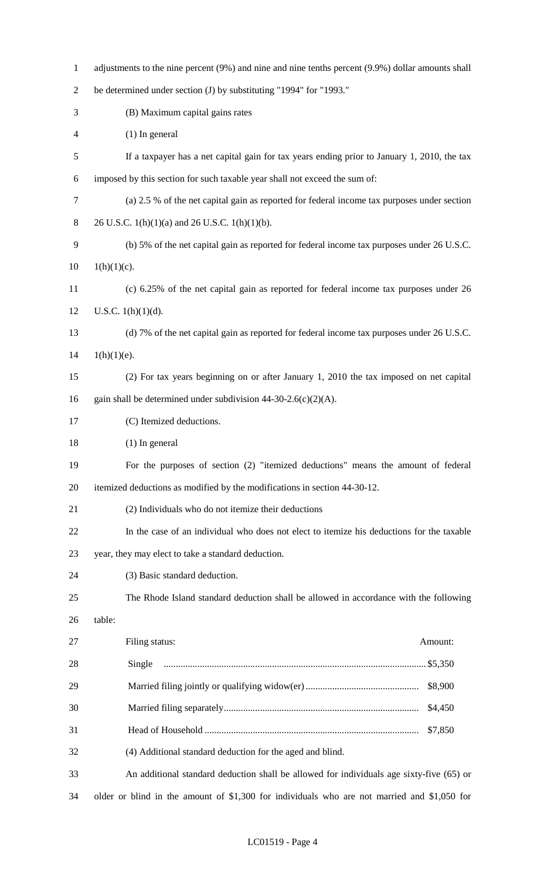adjustments to the nine percent (9%) and nine and nine tenths percent (9.9%) dollar amounts shall be determined under section (J) by substituting "1994" for "1993."

(B) Maximum capital gains rates

(1) In general

If a taxpayer has a net capital gain for tax years ending prior to January 1, 2010, the tax imposed by this section for such taxable year shall not exceed the sum of:

(a) 2.5 % of the net capital gain as reported for federal income tax purposes under section 26 U.S.C. 1(h)(1)(a) and 26 U.S.C. 1(h)(1)(b).

(b) 5% of the net capital gain as reported for federal income tax purposes under 26 U.S.C. 1(h)(1)(c).

(c) 6.25% of the net capital gain as reported for federal income tax purposes under 26 U.S.C. 1(h)(1)(d).

(d) 7% of the net capital gain as reported for federal income tax purposes under 26 U.S.C. 1(h)(1)(e).

(2) For tax years beginning on or after January 1, 2010 the tax imposed on net capital gain shall be determined under subdivision 44-30-2.6(c)(2)(A).

(C) Itemized deductions.

(1) In general

For the purposes of section (2) "itemized deductions" means the amount of federal itemized deductions as modified by the modifications in section 44-30-12.

(2) Individuals who do not itemize their deductions

In the case of an individual who does not elect to itemize his deductions for the taxable year, they may elect to take a standard deduction.

(3) Basic standard deduction.

The Rhode Island standard deduction shall be allowed in accordance with the following table:

| Filing status: | Amount: |
|---|---|
| Single | $5,350 |
| Married filing jointly or qualifying widow(er) | $8,900 |
| Married filing separately | $4,450 |
| Head of Household | $7,850 |

(4) Additional standard deduction for the aged and blind.

An additional standard deduction shall be allowed for individuals age sixty-five (65) or older or blind in the amount of $1,300 for individuals who are not married and $1,050 for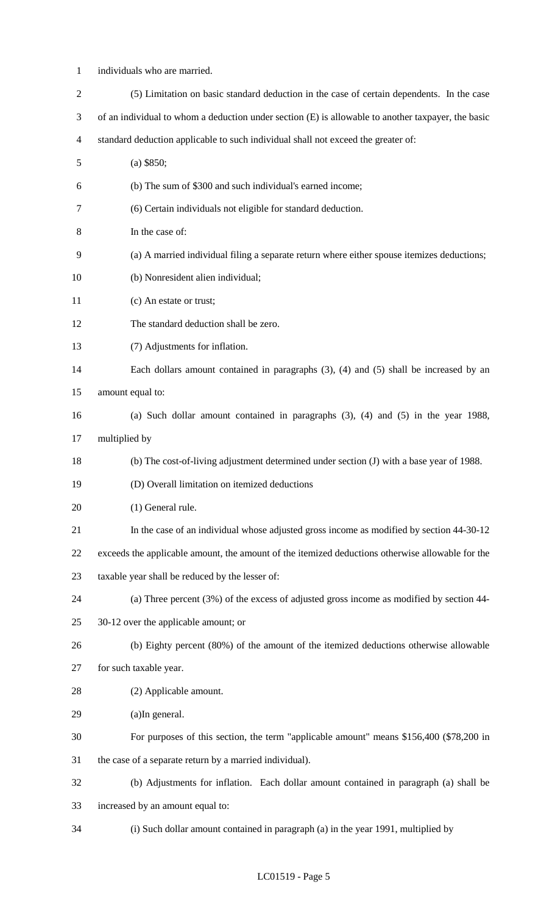individuals who are married.

(5) Limitation on basic standard deduction in the case of certain dependents. In the case of an individual to whom a deduction under section (E) is allowable to another taxpayer, the basic standard deduction applicable to such individual shall not exceed the greater of:

(a) $850;

(b) The sum of $300 and such individual's earned income;

(6) Certain individuals not eligible for standard deduction.

In the case of:

(a) A married individual filing a separate return where either spouse itemizes deductions;

(b) Nonresident alien individual;

(c) An estate or trust;

The standard deduction shall be zero.

(7) Adjustments for inflation.

Each dollars amount contained in paragraphs (3), (4) and (5) shall be increased by an amount equal to:

(a) Such dollar amount contained in paragraphs (3), (4) and (5) in the year 1988, multiplied by

(b) The cost-of-living adjustment determined under section (J) with a base year of 1988.

(D) Overall limitation on itemized deductions

(1) General rule.

In the case of an individual whose adjusted gross income as modified by section 44-30-12 exceeds the applicable amount, the amount of the itemized deductions otherwise allowable for the taxable year shall be reduced by the lesser of:

(a) Three percent (3%) of the excess of adjusted gross income as modified by section 44-30-12 over the applicable amount; or

(b) Eighty percent (80%) of the amount of the itemized deductions otherwise allowable for such taxable year.

(2) Applicable amount.

(a)In general.

For purposes of this section, the term "applicable amount" means $156,400 ($78,200 in the case of a separate return by a married individual).

(b) Adjustments for inflation. Each dollar amount contained in paragraph (a) shall be increased by an amount equal to:

(i) Such dollar amount contained in paragraph (a) in the year 1991, multiplied by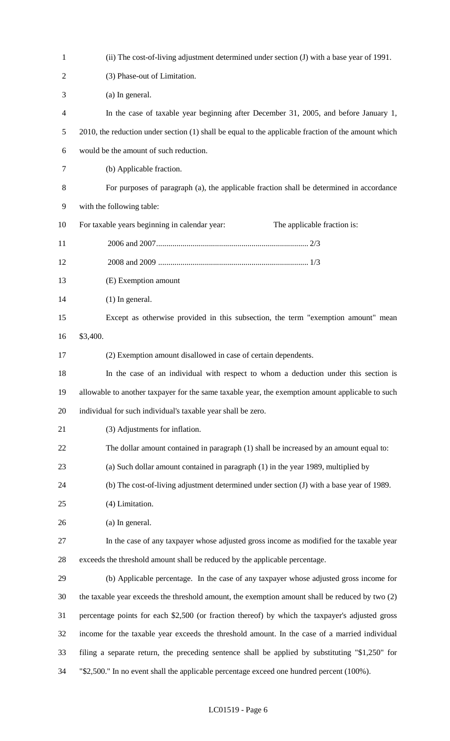(ii) The cost-of-living adjustment determined under section (J) with a base year of 1991.

(3) Phase-out of Limitation.

(a) In general.

In the case of taxable year beginning after December 31, 2005, and before January 1, 2010, the reduction under section (1) shall be equal to the applicable fraction of the amount which would be the amount of such reduction.

(b) Applicable fraction.

For purposes of paragraph (a), the applicable fraction shall be determined in accordance with the following table:

| For taxable years beginning in calendar year: | The applicable fraction is: |
| --- | --- |
| 2006 and 2007 | 2/3 |
| 2008 and 2009 | 1/3 |

(E) Exemption amount

(1) In general.

Except as otherwise provided in this subsection, the term "exemption amount" mean $3,400.

(2) Exemption amount disallowed in case of certain dependents.

In the case of an individual with respect to whom a deduction under this section is allowable to another taxpayer for the same taxable year, the exemption amount applicable to such individual for such individual's taxable year shall be zero.

(3) Adjustments for inflation.

The dollar amount contained in paragraph (1) shall be increased by an amount equal to:

(a) Such dollar amount contained in paragraph (1) in the year 1989, multiplied by

(b) The cost-of-living adjustment determined under section (J) with a base year of 1989.

(4) Limitation.

(a) In general.

In the case of any taxpayer whose adjusted gross income as modified for the taxable year exceeds the threshold amount shall be reduced by the applicable percentage.

(b) Applicable percentage. In the case of any taxpayer whose adjusted gross income for the taxable year exceeds the threshold amount, the exemption amount shall be reduced by two (2) percentage points for each $2,500 (or fraction thereof) by which the taxpayer's adjusted gross income for the taxable year exceeds the threshold amount. In the case of a married individual filing a separate return, the preceding sentence shall be applied by substituting "$1,250" for "$2,500." In no event shall the applicable percentage exceed one hundred percent (100%).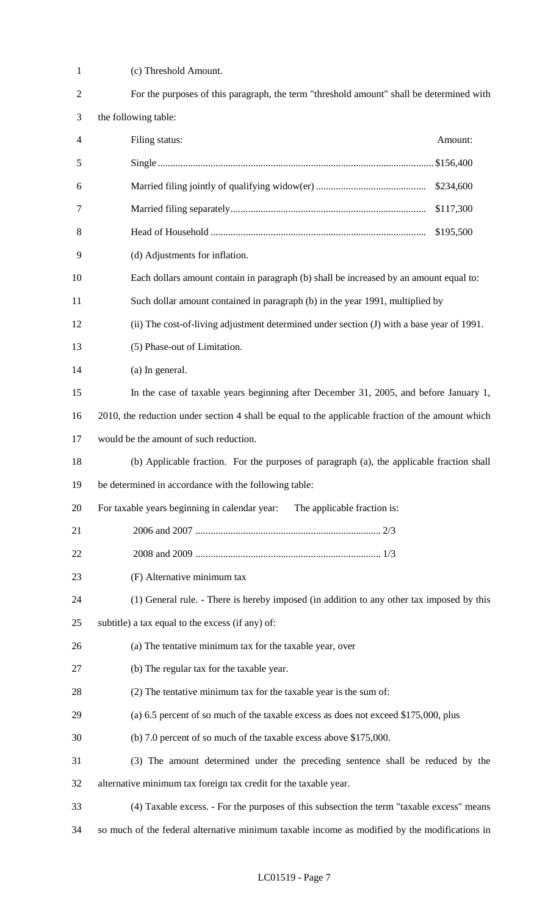(c) Threshold Amount.

For the purposes of this paragraph, the term "threshold amount" shall be determined with the following table:

| Filing status: | Amount: |
|---|---|
| Single | $156,400 |
| Married filing jointly of qualifying widow(er) | $234,600 |
| Married filing separately | $117,300 |
| Head of Household | $195,500 |

(d) Adjustments for inflation.

Each dollars amount contain in paragraph (b) shall be increased by an amount equal to:

Such dollar amount contained in paragraph (b) in the year 1991, multiplied by

(ii) The cost-of-living adjustment determined under section (J) with a base year of 1991.

(5) Phase-out of Limitation.

(a) In general.

In the case of taxable years beginning after December 31, 2005, and before January 1, 2010, the reduction under section 4 shall be equal to the applicable fraction of the amount which would be the amount of such reduction.

(b) Applicable fraction. For the purposes of paragraph (a), the applicable fraction shall be determined in accordance with the following table:

| For taxable years beginning in calendar year: | The applicable fraction is: |
|---|---|
| 2006 and 2007 | 2/3 |
| 2008 and 2009 | 1/3 |

(F) Alternative minimum tax

(1) General rule. - There is hereby imposed (in addition to any other tax imposed by this subtitle) a tax equal to the excess (if any) of:

(a) The tentative minimum tax for the taxable year, over

(b) The regular tax for the taxable year.

(2) The tentative minimum tax for the taxable year is the sum of:

(a) 6.5 percent of so much of the taxable excess as does not exceed $175,000, plus

(b) 7.0 percent of so much of the taxable excess above $175,000.

(3) The amount determined under the preceding sentence shall be reduced by the alternative minimum tax foreign tax credit for the taxable year.

(4) Taxable excess. - For the purposes of this subsection the term "taxable excess" means so much of the federal alternative minimum taxable income as modified by the modifications in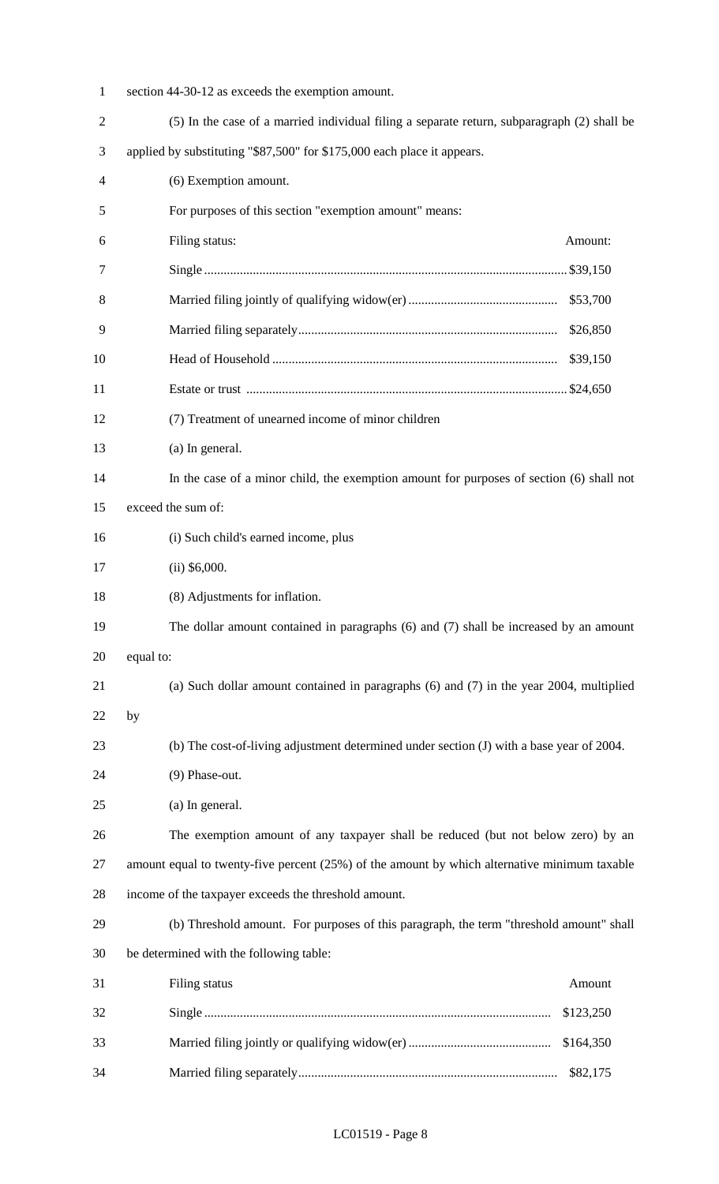section 44-30-12 as exceeds the exemption amount.

(5) In the case of a married individual filing a separate return, subparagraph (2) shall be applied by substituting "$87,500" for $175,000 each place it appears.

(6) Exemption amount.

For purposes of this section "exemption amount" means:

| Filing status: | Amount: |
|---|---|
| Single | $39,150 |
| Married filing jointly of qualifying widow(er) | $53,700 |
| Married filing separately | $26,850 |
| Head of Household | $39,150 |
| Estate or trust | $24,650 |

(7) Treatment of unearned income of minor children

(a) In general.

In the case of a minor child, the exemption amount for purposes of section (6) shall not exceed the sum of:

(i) Such child's earned income, plus

(ii) $6,000.

(8) Adjustments for inflation.

The dollar amount contained in paragraphs (6) and (7) shall be increased by an amount equal to:

(a) Such dollar amount contained in paragraphs (6) and (7) in the year 2004, multiplied by

(b) The cost-of-living adjustment determined under section (J) with a base year of 2004.

(9) Phase-out.

(a) In general.

The exemption amount of any taxpayer shall be reduced (but not below zero) by an amount equal to twenty-five percent (25%) of the amount by which alternative minimum taxable income of the taxpayer exceeds the threshold amount.

(b) Threshold amount. For purposes of this paragraph, the term "threshold amount" shall be determined with the following table:

| Filing status | Amount |
|---|---|
| Single | $123,250 |
| Married filing jointly or qualifying widow(er) | $164,350 |
| Married filing separately | $82,175 |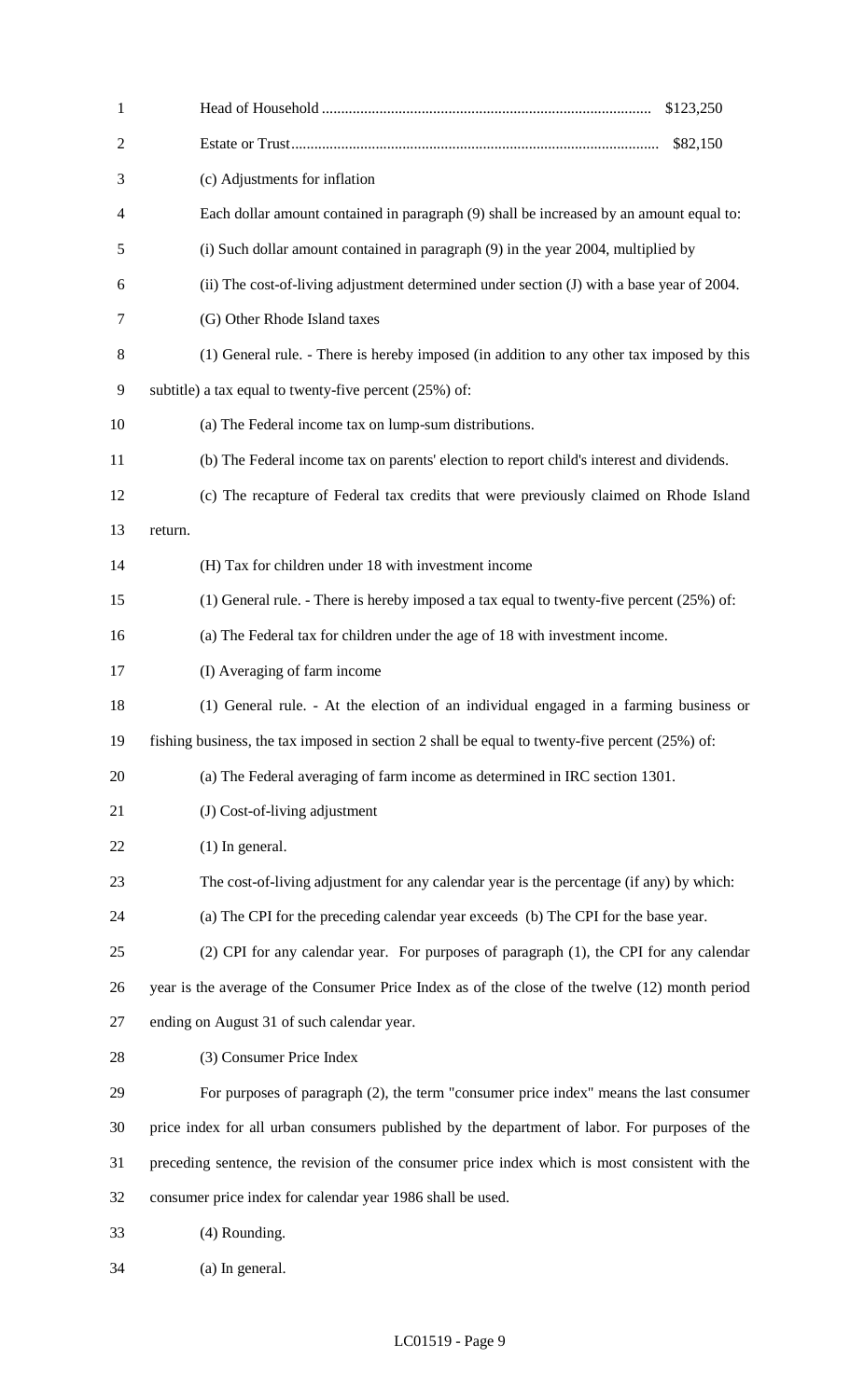Head of Household ..................................................................................... $123,250

Estate or Trust.............................................................................................. $82,150

(c) Adjustments for inflation

Each dollar amount contained in paragraph (9) shall be increased by an amount equal to:

(i) Such dollar amount contained in paragraph (9) in the year 2004, multiplied by

(ii) The cost-of-living adjustment determined under section (J) with a base year of 2004.

(G) Other Rhode Island taxes

(1) General rule. - There is hereby imposed (in addition to any other tax imposed by this subtitle) a tax equal to twenty-five percent (25%) of:

(a) The Federal income tax on lump-sum distributions.

(b) The Federal income tax on parents' election to report child's interest and dividends.

(c) The recapture of Federal tax credits that were previously claimed on Rhode Island return.

(H) Tax for children under 18 with investment income

(1) General rule. - There is hereby imposed a tax equal to twenty-five percent (25%) of:

(a) The Federal tax for children under the age of 18 with investment income.

(I) Averaging of farm income

(1) General rule. - At the election of an individual engaged in a farming business or fishing business, the tax imposed in section 2 shall be equal to twenty-five percent (25%) of:

(a) The Federal averaging of farm income as determined in IRC section 1301.

(J) Cost-of-living adjustment

(1) In general.

The cost-of-living adjustment for any calendar year is the percentage (if any) by which:

(a) The CPI for the preceding calendar year exceeds (b) The CPI for the base year.

(2) CPI for any calendar year. For purposes of paragraph (1), the CPI for any calendar year is the average of the Consumer Price Index as of the close of the twelve (12) month period ending on August 31 of such calendar year.

(3) Consumer Price Index

For purposes of paragraph (2), the term "consumer price index" means the last consumer price index for all urban consumers published by the department of labor. For purposes of the preceding sentence, the revision of the consumer price index which is most consistent with the consumer price index for calendar year 1986 shall be used.

(4) Rounding.

(a) In general.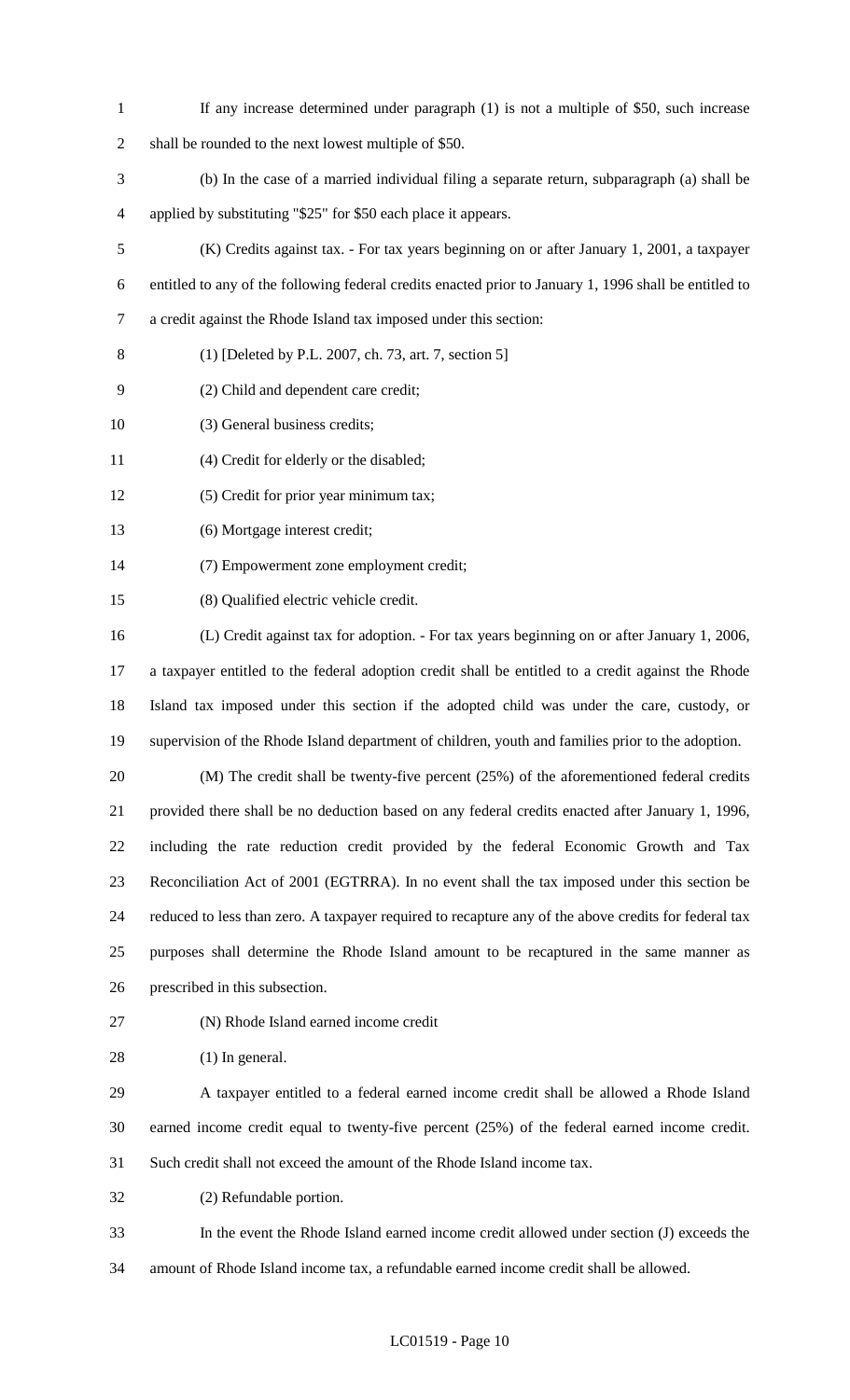If any increase determined under paragraph (1) is not a multiple of $50, such increase shall be rounded to the next lowest multiple of $50.

(b) In the case of a married individual filing a separate return, subparagraph (a) shall be applied by substituting "$25" for $50 each place it appears.

(K) Credits against tax. - For tax years beginning on or after January 1, 2001, a taxpayer entitled to any of the following federal credits enacted prior to January 1, 1996 shall be entitled to a credit against the Rhode Island tax imposed under this section:

(1) [Deleted by P.L. 2007, ch. 73, art. 7, section 5]

(2) Child and dependent care credit;

(3) General business credits;

(4) Credit for elderly or the disabled;

(5) Credit for prior year minimum tax;

(6) Mortgage interest credit;

(7) Empowerment zone employment credit;

(8) Qualified electric vehicle credit.

(L) Credit against tax for adoption. - For tax years beginning on or after January 1, 2006, a taxpayer entitled to the federal adoption credit shall be entitled to a credit against the Rhode Island tax imposed under this section if the adopted child was under the care, custody, or supervision of the Rhode Island department of children, youth and families prior to the adoption.

(M) The credit shall be twenty-five percent (25%) of the aforementioned federal credits provided there shall be no deduction based on any federal credits enacted after January 1, 1996, including the rate reduction credit provided by the federal Economic Growth and Tax Reconciliation Act of 2001 (EGTRRA). In no event shall the tax imposed under this section be reduced to less than zero. A taxpayer required to recapture any of the above credits for federal tax purposes shall determine the Rhode Island amount to be recaptured in the same manner as prescribed in this subsection.

(N) Rhode Island earned income credit

(1) In general.

A taxpayer entitled to a federal earned income credit shall be allowed a Rhode Island earned income credit equal to twenty-five percent (25%) of the federal earned income credit. Such credit shall not exceed the amount of the Rhode Island income tax.

(2) Refundable portion.

In the event the Rhode Island earned income credit allowed under section (J) exceeds the amount of Rhode Island income tax, a refundable earned income credit shall be allowed.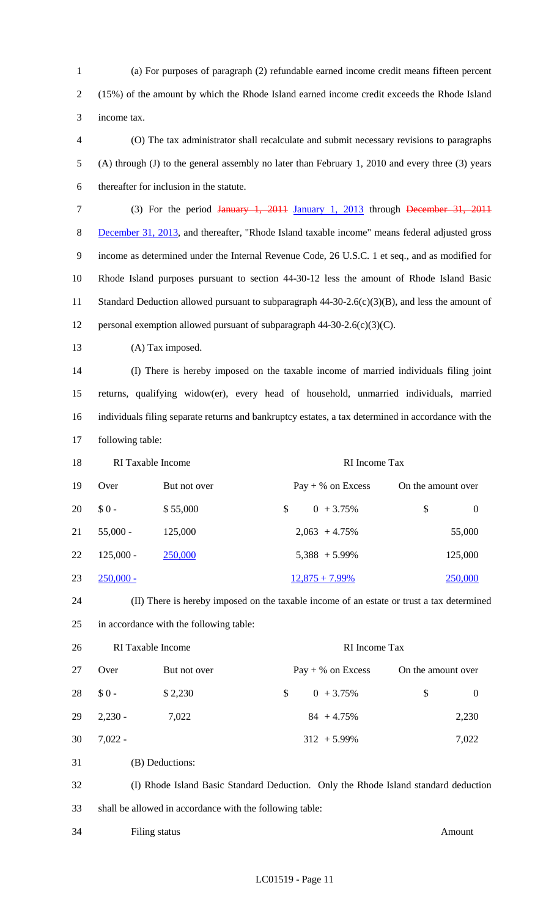(a) For purposes of paragraph (2) refundable earned income credit means fifteen percent (15%) of the amount by which the Rhode Island earned income credit exceeds the Rhode Island income tax.

(O) The tax administrator shall recalculate and submit necessary revisions to paragraphs (A) through (J) to the general assembly no later than February 1, 2010 and every three (3) years thereafter for inclusion in the statute.

(3) For the period ~~January 1, 2011~~ January 1, 2013 through ~~December 31, 2011~~ December 31, 2013, and thereafter, "Rhode Island taxable income" means federal adjusted gross income as determined under the Internal Revenue Code, 26 U.S.C. 1 et seq., and as modified for Rhode Island purposes pursuant to section 44-30-12 less the amount of Rhode Island Basic Standard Deduction allowed pursuant to subparagraph 44-30-2.6(c)(3)(B), and less the amount of personal exemption allowed pursuant to subparagraph 44-30-2.6(c)(3)(C).

(A) Tax imposed.

(I) There is hereby imposed on the taxable income of married individuals filing joint returns, qualifying widow(er), every head of household, unmarried individuals, married individuals filing separate returns and bankruptcy estates, a tax determined in accordance with the following table:

| RI Taxable Income | | RI Income Tax | |
|---|---|---|---|
| Over | But not over | Pay + % on Excess | On the amount over |
| $ 0 - | $ 55,000 | $ 0 + 3.75% | $ 0 |
| 55,000 - | 125,000 | 2,063 + 4.75% | 55,000 |
| 125,000 - | 250,000 | 5,388 + 5.99% | 125,000 |
| 250,000 - | | 12,875 + 7.99% | 250,000 |

(II) There is hereby imposed on the taxable income of an estate or trust a tax determined in accordance with the following table:

| RI Taxable Income | | RI Income Tax | |
|---|---|---|---|
| Over | But not over | Pay + % on Excess | On the amount over |
| $ 0 - | $ 2,230 | $ 0 + 3.75% | $ 0 |
| 2,230 - | 7,022 | 84 + 4.75% | 2,230 |
| 7,022 - | | 312 + 5.99% | 7,022 |

(B) Deductions:

(I) Rhode Island Basic Standard Deduction. Only the Rhode Island standard deduction shall be allowed in accordance with the following table:

Filing status Amount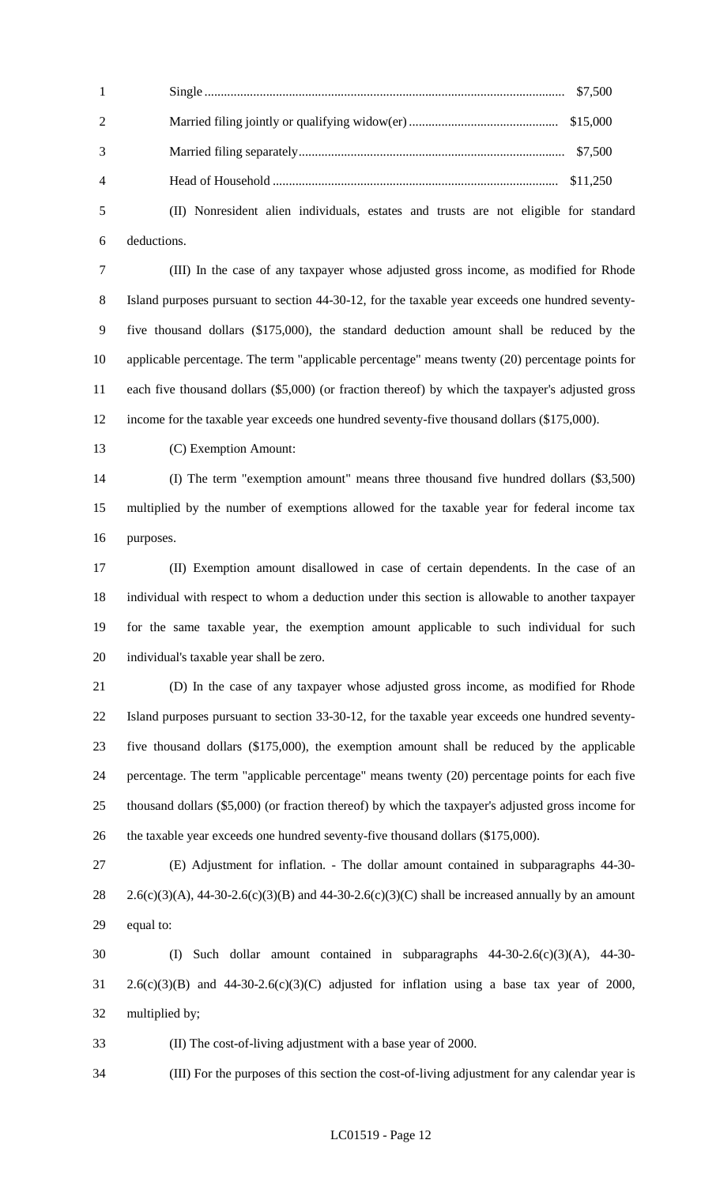| | |
|---|---|
| Single | $7,500 |
| Married filing jointly or qualifying widow(er) | $15,000 |
| Married filing separately | $7,500 |
| Head of Household | $11,250 |

(II) Nonresident alien individuals, estates and trusts are not eligible for standard deductions.

(III) In the case of any taxpayer whose adjusted gross income, as modified for Rhode Island purposes pursuant to section 44-30-12, for the taxable year exceeds one hundred seventy-five thousand dollars ($175,000), the standard deduction amount shall be reduced by the applicable percentage. The term "applicable percentage" means twenty (20) percentage points for each five thousand dollars ($5,000) (or fraction thereof) by which the taxpayer's adjusted gross income for the taxable year exceeds one hundred seventy-five thousand dollars ($175,000).

(C) Exemption Amount:

(I) The term "exemption amount" means three thousand five hundred dollars ($3,500) multiplied by the number of exemptions allowed for the taxable year for federal income tax purposes.

(II) Exemption amount disallowed in case of certain dependents. In the case of an individual with respect to whom a deduction under this section is allowable to another taxpayer for the same taxable year, the exemption amount applicable to such individual for such individual's taxable year shall be zero.

(D) In the case of any taxpayer whose adjusted gross income, as modified for Rhode Island purposes pursuant to section 33-30-12, for the taxable year exceeds one hundred seventy-five thousand dollars ($175,000), the exemption amount shall be reduced by the applicable percentage. The term "applicable percentage" means twenty (20) percentage points for each five thousand dollars ($5,000) (or fraction thereof) by which the taxpayer's adjusted gross income for the taxable year exceeds one hundred seventy-five thousand dollars ($175,000).

(E) Adjustment for inflation. - The dollar amount contained in subparagraphs 44-30-2.6(c)(3)(A), 44-30-2.6(c)(3)(B) and 44-30-2.6(c)(3)(C) shall be increased annually by an amount equal to:

(I) Such dollar amount contained in subparagraphs 44-30-2.6(c)(3)(A), 44-30-2.6(c)(3)(B) and 44-30-2.6(c)(3)(C) adjusted for inflation using a base tax year of 2000, multiplied by;

(II) The cost-of-living adjustment with a base year of 2000.

(III) For the purposes of this section the cost-of-living adjustment for any calendar year is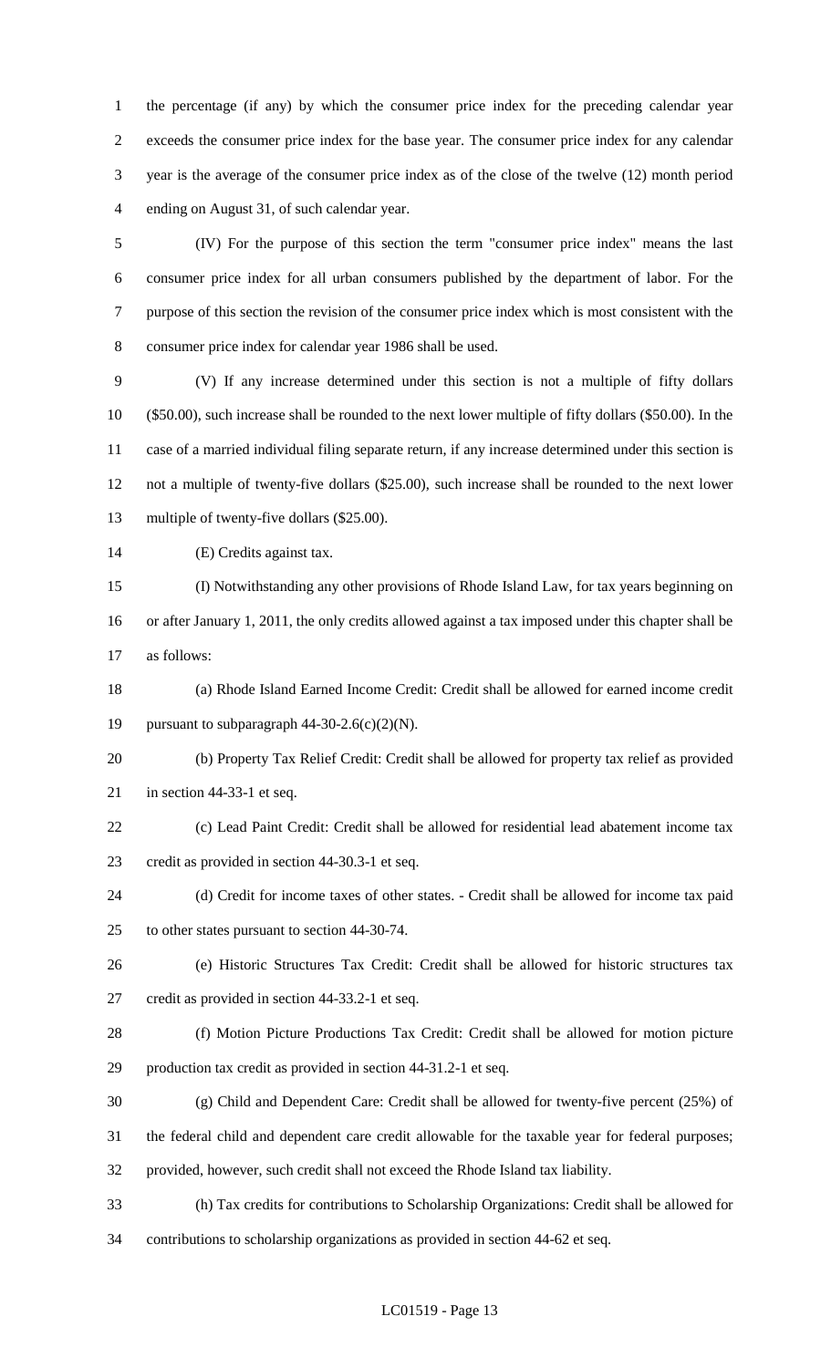the percentage (if any) by which the consumer price index for the preceding calendar year exceeds the consumer price index for the base year. The consumer price index for any calendar year is the average of the consumer price index as of the close of the twelve (12) month period ending on August 31, of such calendar year.

(IV) For the purpose of this section the term "consumer price index" means the last consumer price index for all urban consumers published by the department of labor. For the purpose of this section the revision of the consumer price index which is most consistent with the consumer price index for calendar year 1986 shall be used.

(V) If any increase determined under this section is not a multiple of fifty dollars ($50.00), such increase shall be rounded to the next lower multiple of fifty dollars ($50.00). In the case of a married individual filing separate return, if any increase determined under this section is not a multiple of twenty-five dollars ($25.00), such increase shall be rounded to the next lower multiple of twenty-five dollars ($25.00).

(E) Credits against tax.

(I) Notwithstanding any other provisions of Rhode Island Law, for tax years beginning on or after January 1, 2011, the only credits allowed against a tax imposed under this chapter shall be as follows:

(a) Rhode Island Earned Income Credit: Credit shall be allowed for earned income credit pursuant to subparagraph 44-30-2.6(c)(2)(N).

(b) Property Tax Relief Credit: Credit shall be allowed for property tax relief as provided in section 44-33-1 et seq.

(c) Lead Paint Credit: Credit shall be allowed for residential lead abatement income tax credit as provided in section 44-30.3-1 et seq.

(d) Credit for income taxes of other states. - Credit shall be allowed for income tax paid to other states pursuant to section 44-30-74.

(e) Historic Structures Tax Credit: Credit shall be allowed for historic structures tax credit as provided in section 44-33.2-1 et seq.

(f) Motion Picture Productions Tax Credit: Credit shall be allowed for motion picture production tax credit as provided in section 44-31.2-1 et seq.

(g) Child and Dependent Care: Credit shall be allowed for twenty-five percent (25%) of the federal child and dependent care credit allowable for the taxable year for federal purposes; provided, however, such credit shall not exceed the Rhode Island tax liability.

(h) Tax credits for contributions to Scholarship Organizations: Credit shall be allowed for contributions to scholarship organizations as provided in section 44-62 et seq.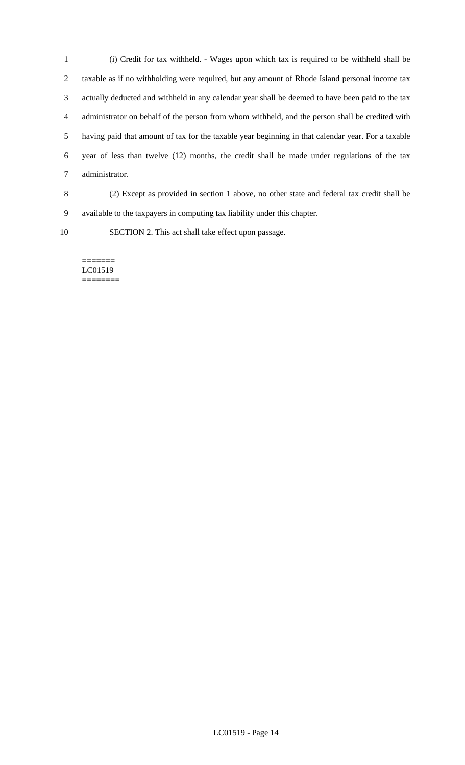(i) Credit for tax withheld. - Wages upon which tax is required to be withheld shall be taxable as if no withholding were required, but any amount of Rhode Island personal income tax actually deducted and withheld in any calendar year shall be deemed to have been paid to the tax administrator on behalf of the person from whom withheld, and the person shall be credited with having paid that amount of tax for the taxable year beginning in that calendar year. For a taxable year of less than twelve (12) months, the credit shall be made under regulations of the tax administrator.

(2) Except as provided in section 1 above, no other state and federal tax credit shall be available to the taxpayers in computing tax liability under this chapter.

SECTION 2. This act shall take effect upon passage.

=======
LC01519
========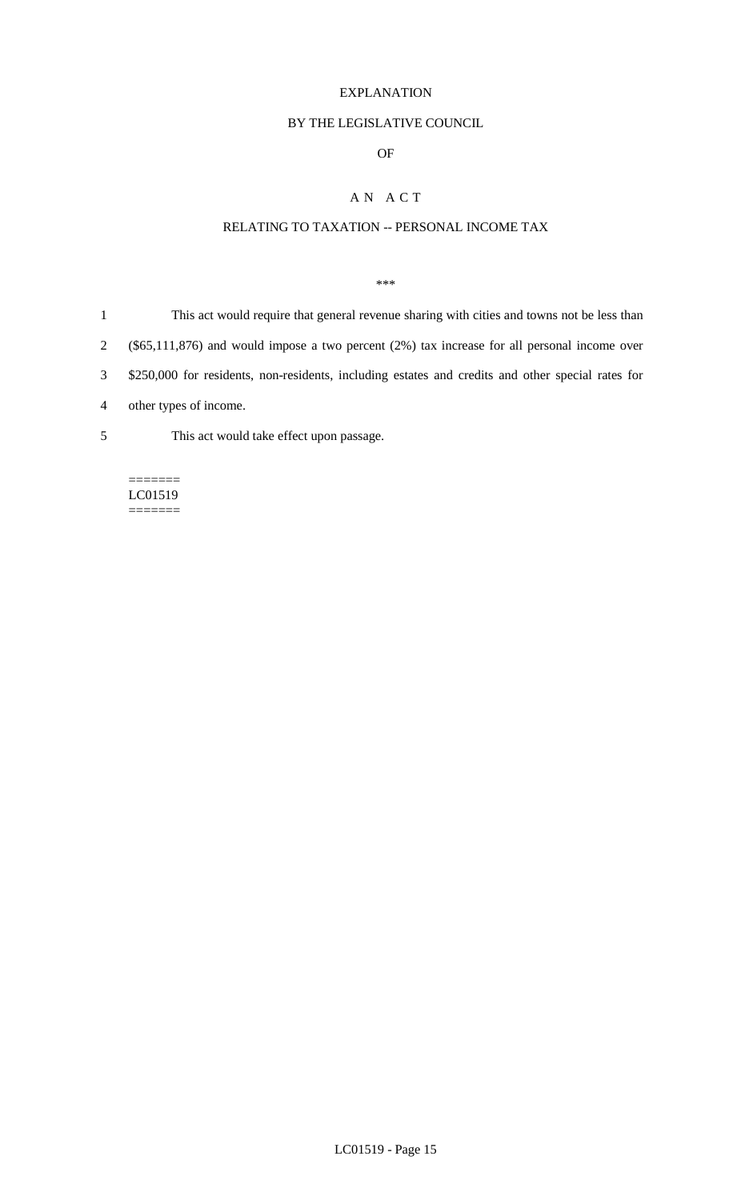EXPLANATION

BY THE LEGISLATIVE COUNCIL

OF

A N A C T

RELATING TO TAXATION -- PERSONAL INCOME TAX

\*\*\*

1 This act would require that general revenue sharing with cities and towns not be less than
2 ($65,111,876) and would impose a two percent (2%) tax increase for all personal income over
3 $250,000 for residents, non-residents, including estates and credits and other special rates for
4 other types of income.

5 This act would take effect upon passage.

=======
LC01519
=======